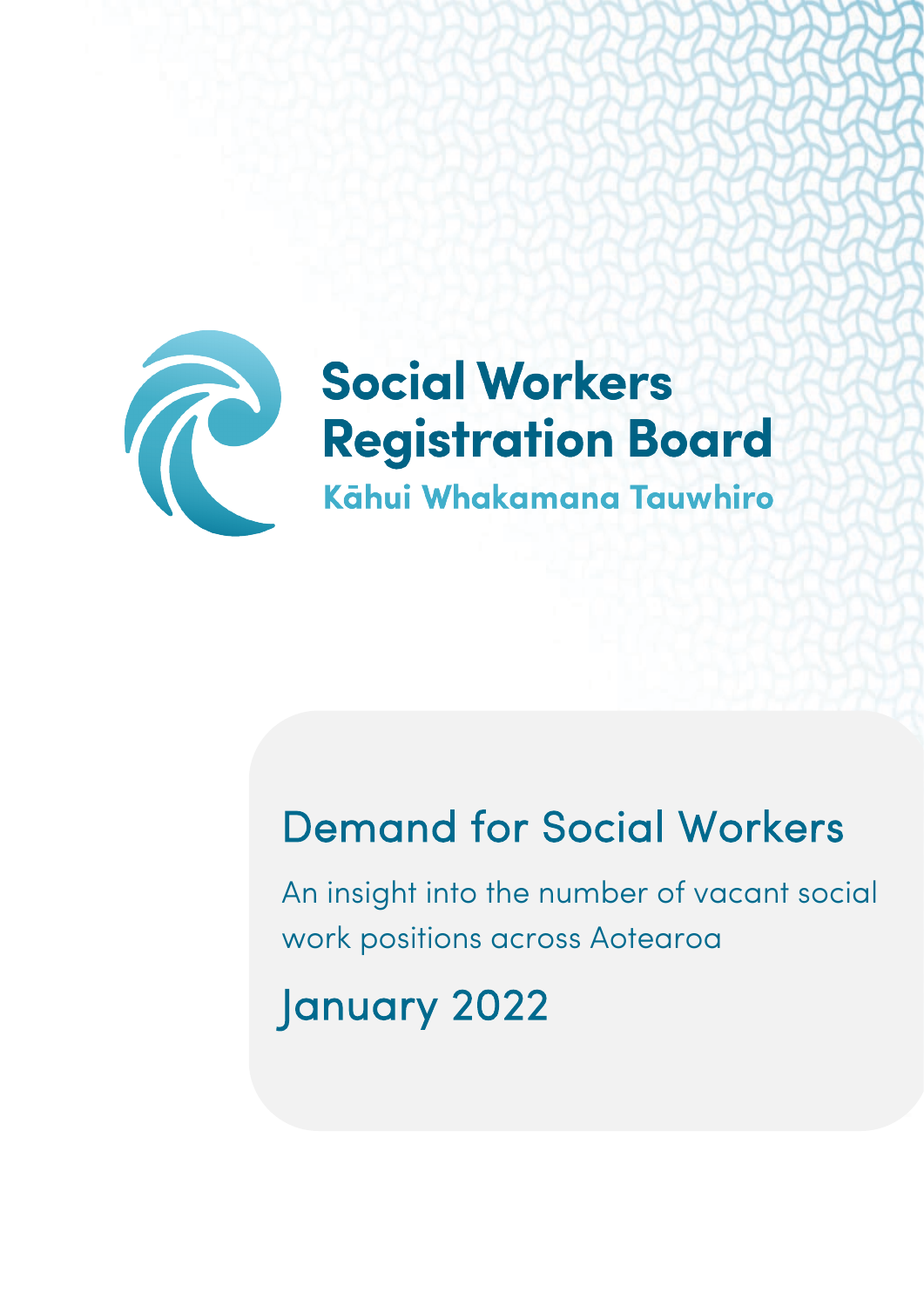**Social Workers Registration Board**

**Kāhui Whakamana Tauwhiro**

# Demand for Social Workers

An insight into the number of vacant social work positions across Aotearoa

## January 2022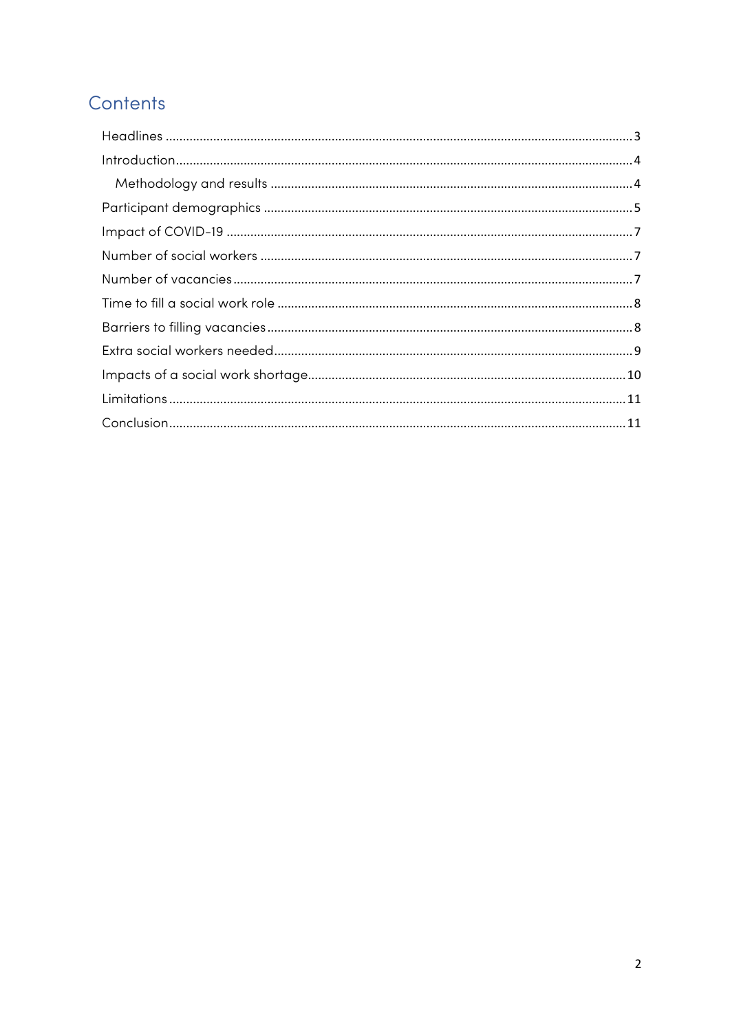# Contents

- Headlines ... 3
- Introduction ... 4
  - Methodology and results ... 4
- Participant demographics ... 5
- Impact of COVID-19 ... 7
- Number of social workers ... 7
- Number of vacancies ... 7
- Time to fill a social work role ... 8
- Barriers to filling vacancies ... 8
- Extra social workers needed ... 9
- Impacts of a social work shortage ... 10
- Limitations ... 11
- Conclusion ... 11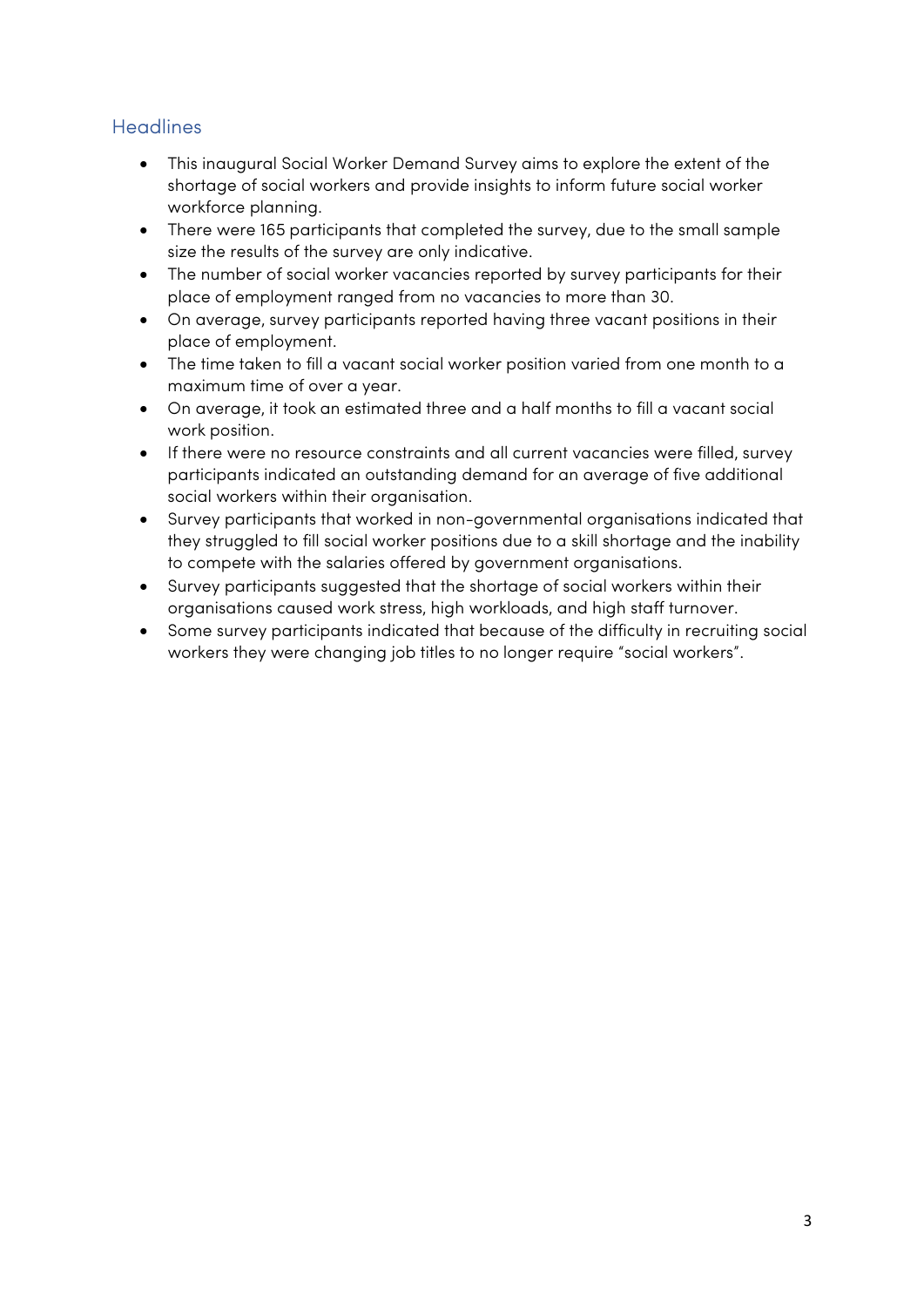## Headlines

- This inaugural Social Worker Demand Survey aims to explore the extent of the shortage of social workers and provide insights to inform future social worker workforce planning.
- There were 165 participants that completed the survey, due to the small sample size the results of the survey are only indicative.
- The number of social worker vacancies reported by survey participants for their place of employment ranged from no vacancies to more than 30.
- On average, survey participants reported having three vacant positions in their place of employment.
- The time taken to fill a vacant social worker position varied from one month to a maximum time of over a year.
- On average, it took an estimated three and a half months to fill a vacant social work position.
- If there were no resource constraints and all current vacancies were filled, survey participants indicated an outstanding demand for an average of five additional social workers within their organisation.
- Survey participants that worked in non-governmental organisations indicated that they struggled to fill social worker positions due to a skill shortage and the inability to compete with the salaries offered by government organisations.
- Survey participants suggested that the shortage of social workers within their organisations caused work stress, high workloads, and high staff turnover.
- Some survey participants indicated that because of the difficulty in recruiting social workers they were changing job titles to no longer require "social workers".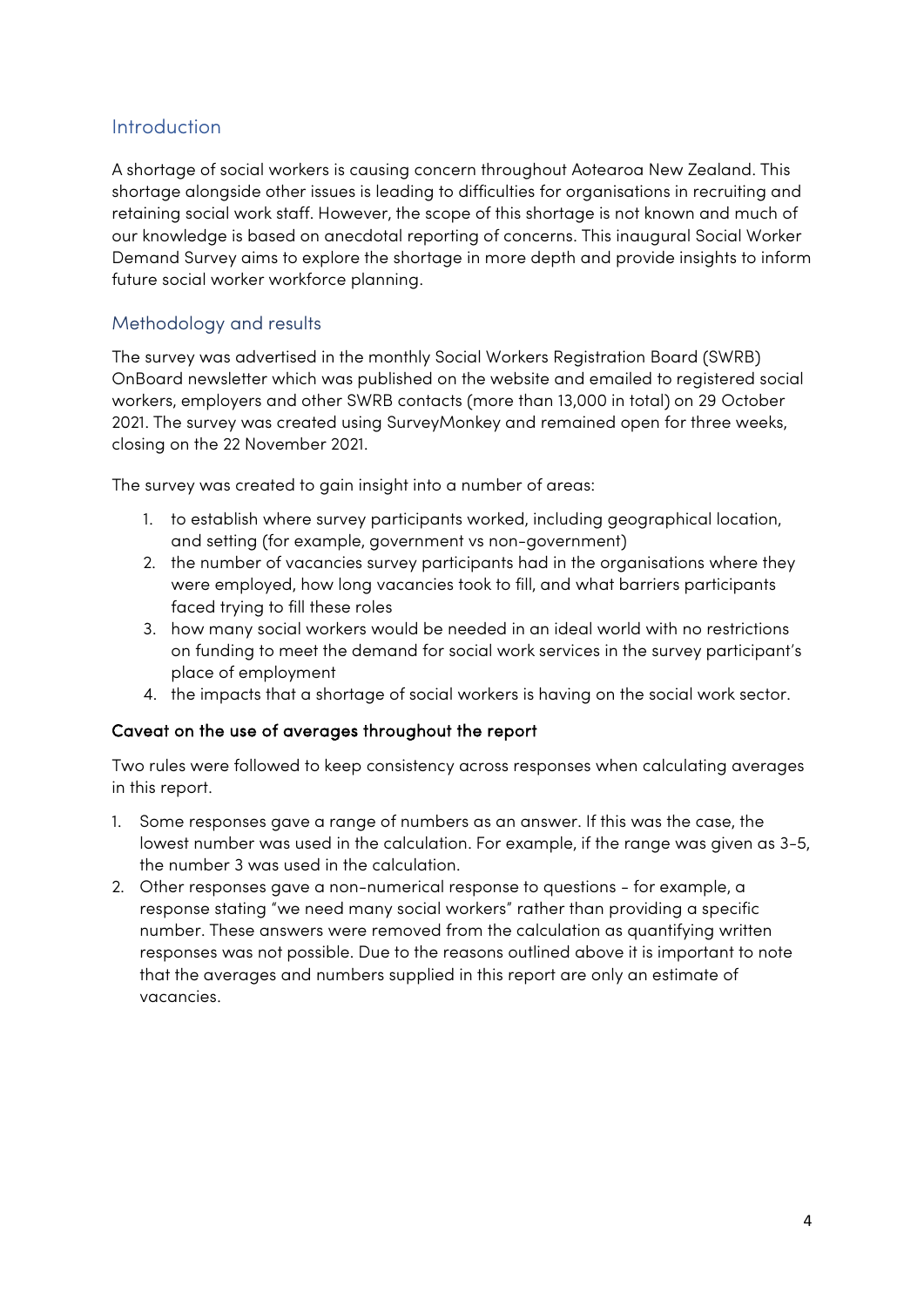## Introduction

A shortage of social workers is causing concern throughout Aotearoa New Zealand. This shortage alongside other issues is leading to difficulties for organisations in recruiting and retaining social work staff. However, the scope of this shortage is not known and much of our knowledge is based on anecdotal reporting of concerns. This inaugural Social Worker Demand Survey aims to explore the shortage in more depth and provide insights to inform future social worker workforce planning.

## Methodology and results

The survey was advertised in the monthly Social Workers Registration Board (SWRB) OnBoard newsletter which was published on the website and emailed to registered social workers, employers and other SWRB contacts (more than 13,000 in total) on 29 October 2021. The survey was created using SurveyMonkey and remained open for three weeks, closing on the 22 November 2021.

The survey was created to gain insight into a number of areas:

1. to establish where survey participants worked, including geographical location, and setting (for example, government vs non-government)
2. the number of vacancies survey participants had in the organisations where they were employed, how long vacancies took to fill, and what barriers participants faced trying to fill these roles
3. how many social workers would be needed in an ideal world with no restrictions on funding to meet the demand for social work services in the survey participant's place of employment
4. the impacts that a shortage of social workers is having on the social work sector.

### Caveat on the use of averages throughout the report

Two rules were followed to keep consistency across responses when calculating averages in this report.

1. Some responses gave a range of numbers as an answer. If this was the case, the lowest number was used in the calculation. For example, if the range was given as 3-5, the number 3 was used in the calculation.
2. Other responses gave a non-numerical response to questions - for example, a response stating "we need many social workers" rather than providing a specific number. These answers were removed from the calculation as quantifying written responses was not possible. Due to the reasons outlined above it is important to note that the averages and numbers supplied in this report are only an estimate of vacancies.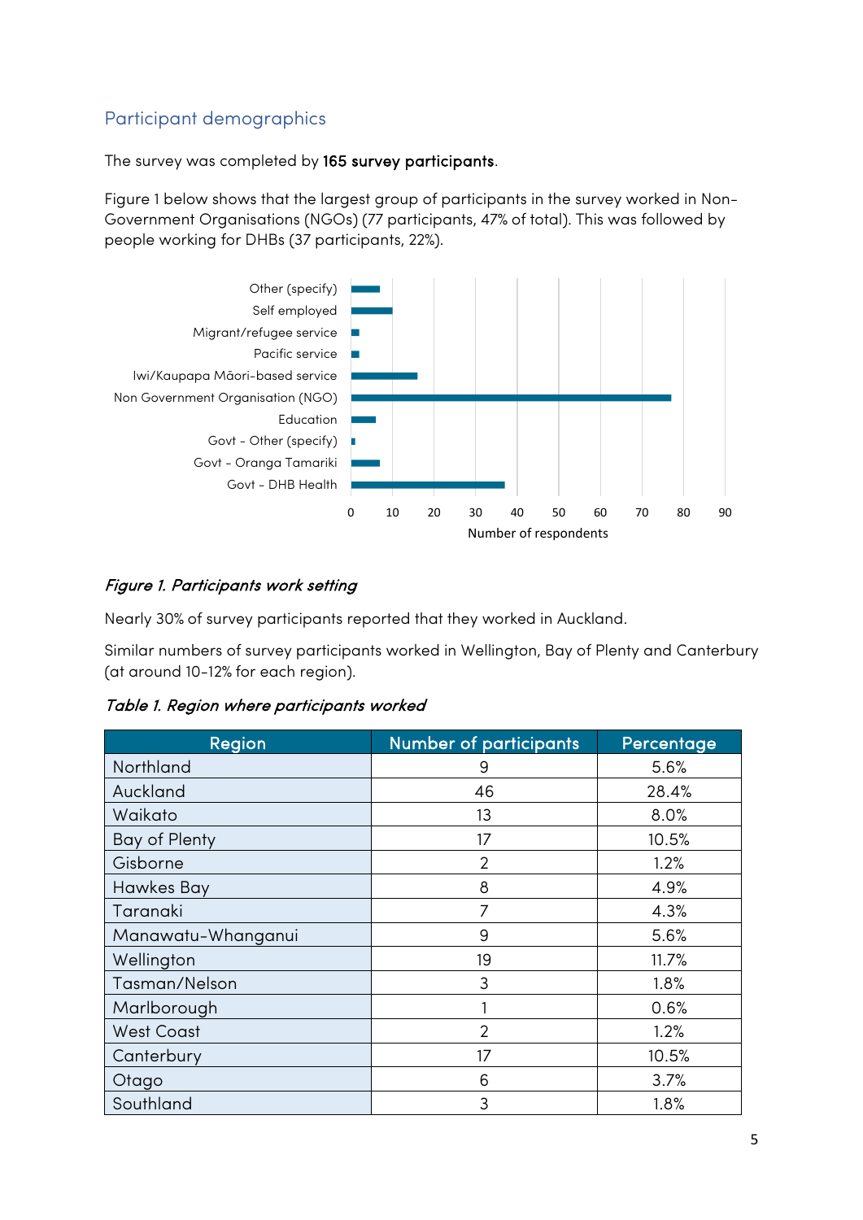## Participant demographics

The survey was completed by **165 survey participants**.

Figure 1 below shows that the largest group of participants in the survey worked in Non-Government Organisations (NGOs) (77 participants, 47% of total). This was followed by people working for DHBs (37 participants, 22%).

*Figure 1. Participants work setting*

Nearly 30% of survey participants reported that they worked in Auckland.

Similar numbers of survey participants worked in Wellington, Bay of Plenty and Canterbury (at around 10-12% for each region).

*Table 1. Region where participants worked*

| Region | Number of participants | Percentage |
|---|---|---|
| Northland | 9 | 5.6% |
| Auckland | 46 | 28.4% |
| Waikato | 13 | 8.0% |
| Bay of Plenty | 17 | 10.5% |
| Gisborne | 2 | 1.2% |
| Hawkes Bay | 8 | 4.9% |
| Taranaki | 7 | 4.3% |
| Manawatu-Whanganui | 9 | 5.6% |
| Wellington | 19 | 11.7% |
| Tasman/Nelson | 3 | 1.8% |
| Marlborough | 1 | 0.6% |
| West Coast | 2 | 1.2% |
| Canterbury | 17 | 10.5% |
| Otago | 6 | 3.7% |
| Southland | 3 | 1.8% |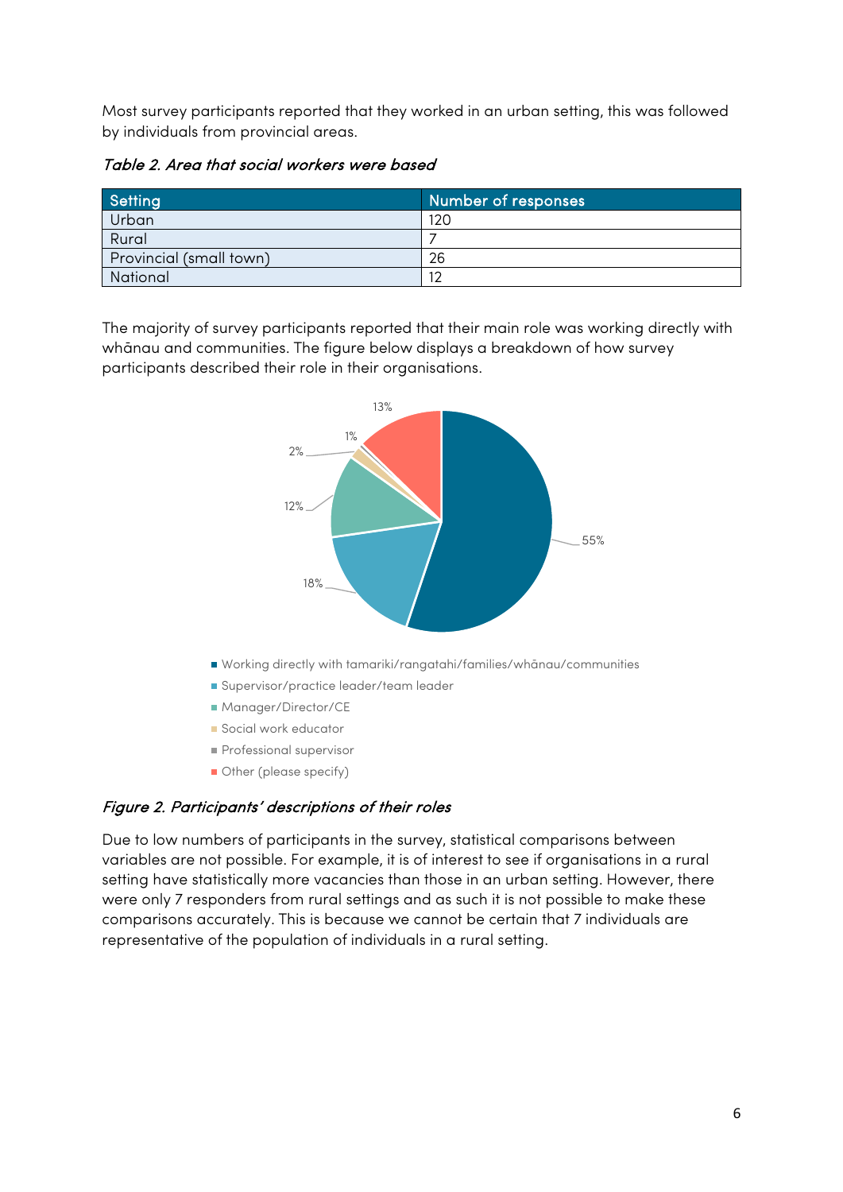Most survey participants reported that they worked in an urban setting, this was followed by individuals from provincial areas.

*Table 2. Area that social workers were based*

| Setting | Number of responses |
|---|---|
| Urban | 120 |
| Rural | 7 |
| Provincial (small town) | 26 |
| National | 12 |

The majority of survey participants reported that their main role was working directly with whānau and communities. The figure below displays a breakdown of how survey participants described their role in their organisations.

| Role | Percentage |
|---|---|
| Working directly with tamariki/rangatahi/families/whānau/communities | 55% |
| Supervisor/practice leader/team leader | 18% |
| Manager/Director/CE | 12% |
| Social work educator | 2% |
| Professional supervisor | 1% |
| Other (please specify) | 13% |

*Figure 2. Participants' descriptions of their roles*

Due to low numbers of participants in the survey, statistical comparisons between variables are not possible. For example, it is of interest to see if organisations in a rural setting have statistically more vacancies than those in an urban setting. However, there were only 7 responders from rural settings and as such it is not possible to make these comparisons accurately. This is because we cannot be certain that 7 individuals are representative of the population of individuals in a rural setting.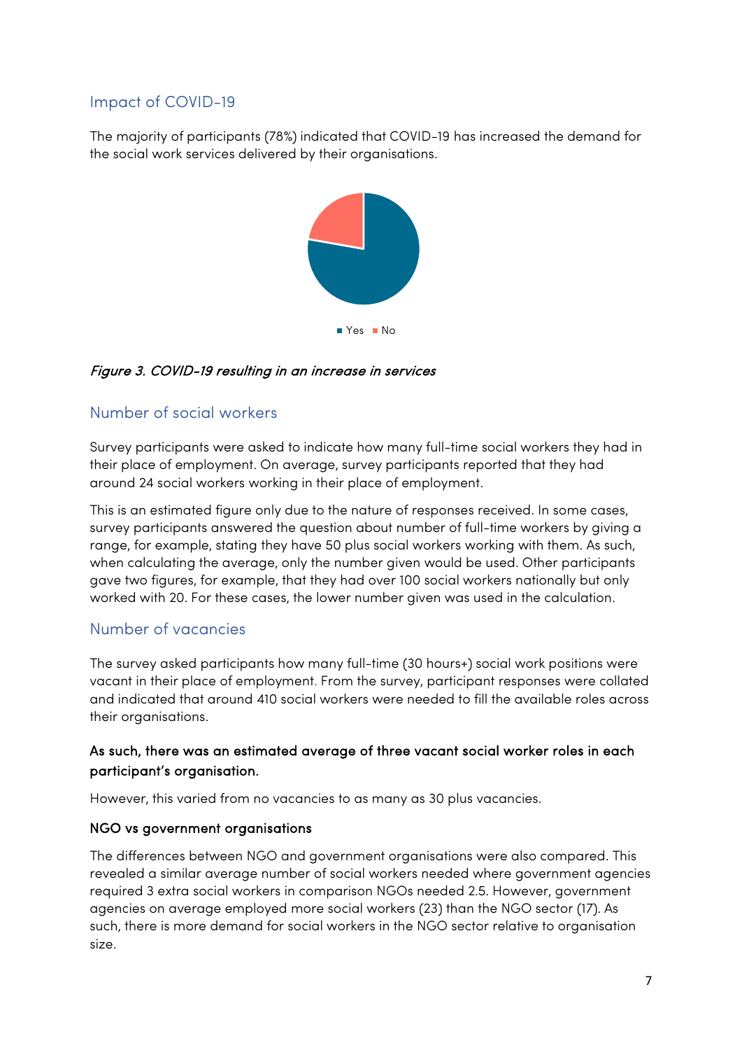## Impact of COVID-19

The majority of participants (78%) indicated that COVID-19 has increased the demand for the social work services delivered by their organisations.

Yes No

*Figure 3. COVID-19 resulting in an increase in services*

## Number of social workers

Survey participants were asked to indicate how many full-time social workers they had in their place of employment. On average, survey participants reported that they had around 24 social workers working in their place of employment.

This is an estimated figure only due to the nature of responses received. In some cases, survey participants answered the question about number of full-time workers by giving a range, for example, stating they have 50 plus social workers working with them. As such, when calculating the average, only the number given would be used. Other participants gave two figures, for example, that they had over 100 social workers nationally but only worked with 20. For these cases, the lower number given was used in the calculation.

## Number of vacancies

The survey asked participants how many full-time (30 hours+) social work positions were vacant in their place of employment. From the survey, participant responses were collated and indicated that around 410 social workers were needed to fill the available roles across their organisations.

**As such, there was an estimated average of three vacant social worker roles in each participant's organisation.**

However, this varied from no vacancies to as many as 30 plus vacancies.

### NGO vs government organisations

The differences between NGO and government organisations were also compared. This revealed a similar average number of social workers needed where government agencies required 3 extra social workers in comparison NGOs needed 2.5. However, government agencies on average employed more social workers (23) than the NGO sector (17). As such, there is more demand for social workers in the NGO sector relative to organisation size.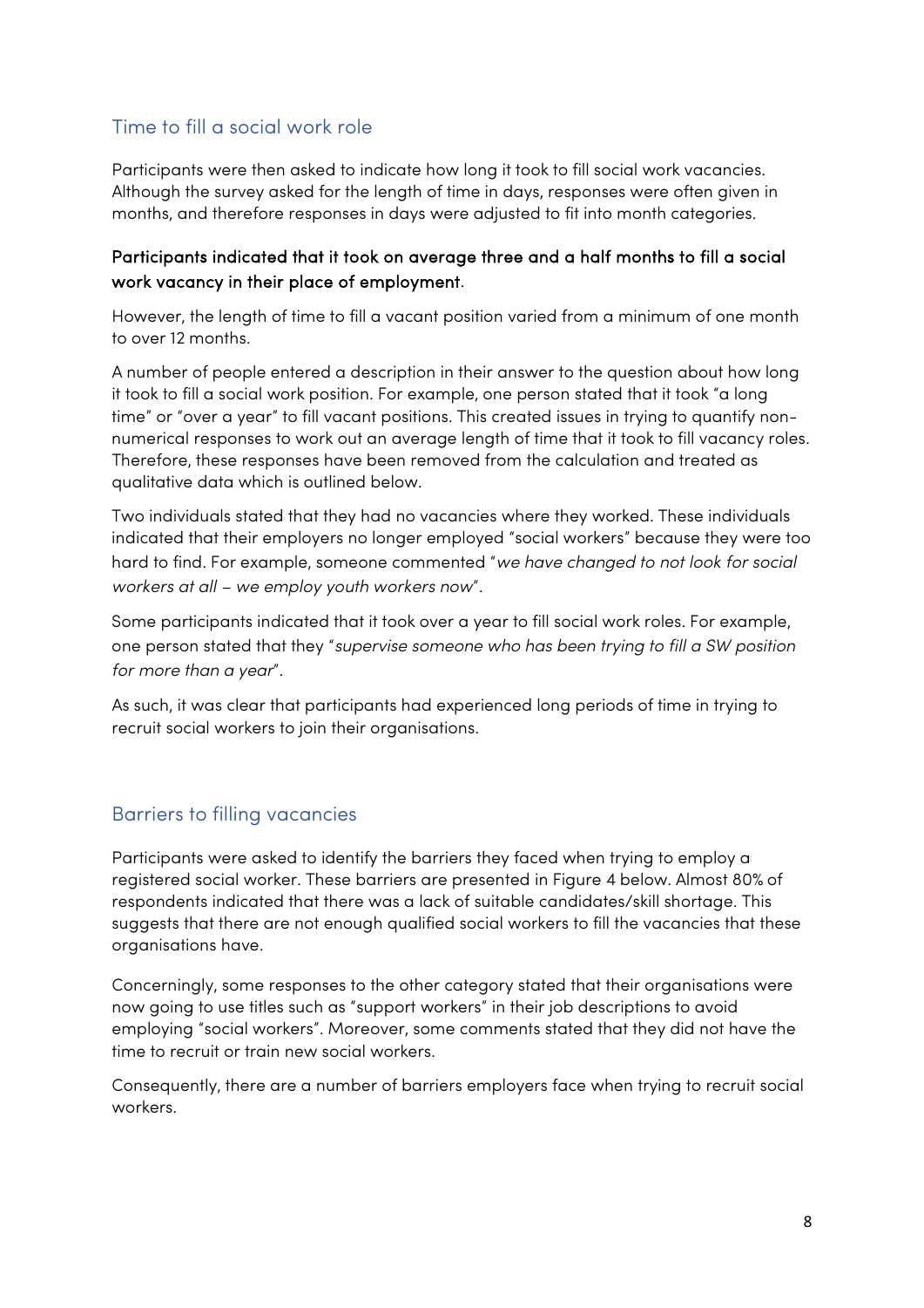## Time to fill a social work role

Participants were then asked to indicate how long it took to fill social work vacancies. Although the survey asked for the length of time in days, responses were often given in months, and therefore responses in days were adjusted to fit into month categories.

**Participants indicated that it took on average three and a half months to fill a social work vacancy in their place of employment**.

However, the length of time to fill a vacant position varied from a minimum of one month to over 12 months.

A number of people entered a description in their answer to the question about how long it took to fill a social work position. For example, one person stated that it took "a long time" or "over a year" to fill vacant positions. This created issues in trying to quantify non-numerical responses to work out an average length of time that it took to fill vacancy roles. Therefore, these responses have been removed from the calculation and treated as qualitative data which is outlined below.

Two individuals stated that they had no vacancies where they worked. These individuals indicated that their employers no longer employed "social workers" because they were too hard to find. For example, someone commented "*we have changed to not look for social workers at all – we employ youth workers now*".

Some participants indicated that it took over a year to fill social work roles. For example, one person stated that they "*supervise someone who has been trying to fill a SW position for more than a year*".

As such, it was clear that participants had experienced long periods of time in trying to recruit social workers to join their organisations.

## Barriers to filling vacancies

Participants were asked to identify the barriers they faced when trying to employ a registered social worker. These barriers are presented in Figure 4 below. Almost 80% of respondents indicated that there was a lack of suitable candidates/skill shortage. This suggests that there are not enough qualified social workers to fill the vacancies that these organisations have.

Concerningly, some responses to the other category stated that their organisations were now going to use titles such as "support workers" in their job descriptions to avoid employing "social workers". Moreover, some comments stated that they did not have the time to recruit or train new social workers.

Consequently, there are a number of barriers employers face when trying to recruit social workers.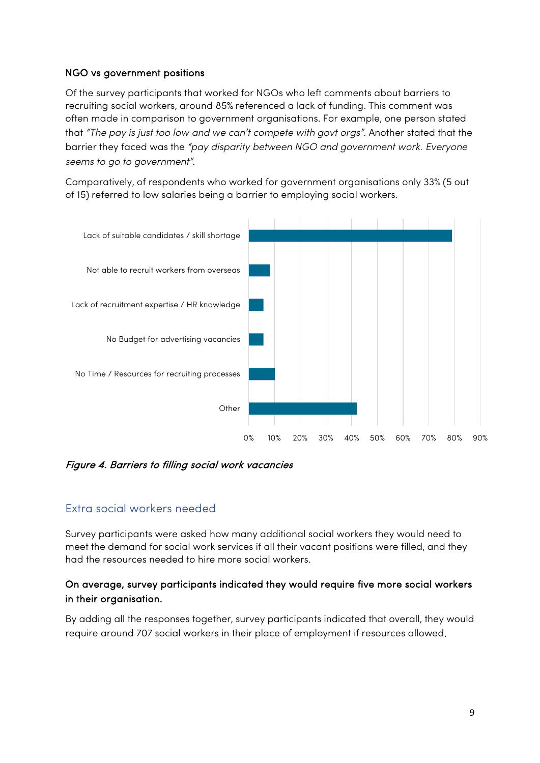**NGO vs government positions**

Of the survey participants that worked for NGOs who left comments about barriers to recruiting social workers, around 85% referenced a lack of funding. This comment was often made in comparison to government organisations. For example, one person stated that *"The pay is just too low and we can't compete with govt orgs"*. Another stated that the barrier they faced was the *"pay disparity between NGO and government work. Everyone seems to go to government"*.

Comparatively, of respondents who worked for government organisations only 33% (5 out of 15) referred to low salaries being a barrier to employing social workers.

*Figure 4. Barriers to filling social work vacancies*

## Extra social workers needed

Survey participants were asked how many additional social workers they would need to meet the demand for social work services if all their vacant positions were filled, and they had the resources needed to hire more social workers.

**On average, survey participants indicated they would require five more social workers in their organisation.**

By adding all the responses together, survey participants indicated that overall, they would require around 707 social workers in their place of employment if resources allowed.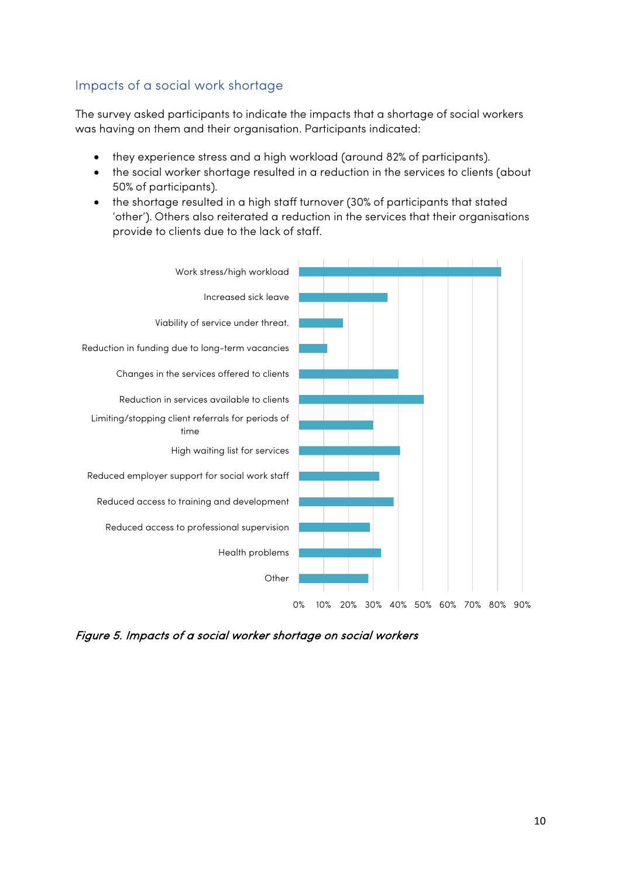## Impacts of a social work shortage

The survey asked participants to indicate the impacts that a shortage of social workers was having on them and their organisation. Participants indicated:

- they experience stress and a high workload (around 82% of participants).
- the social worker shortage resulted in a reduction in the services to clients (about 50% of participants).
- the shortage resulted in a high staff turnover (30% of participants that stated 'other'). Others also reiterated a reduction in the services that their organisations provide to clients due to the lack of staff.

Work stress/high workload

Increased sick leave

Viability of service under threat.

Reduction in funding due to long-term vacancies

Changes in the services offered to clients

Reduction in services available to clients

Limiting/stopping client referrals for periods of time

High waiting list for services

Reduced employer support for social work staff

Reduced access to training and development

Reduced access to professional supervision

Health problems

Other

0% 10% 20% 30% 40% 50% 60% 70% 80% 90%

*Figure 5. Impacts of a social worker shortage on social workers*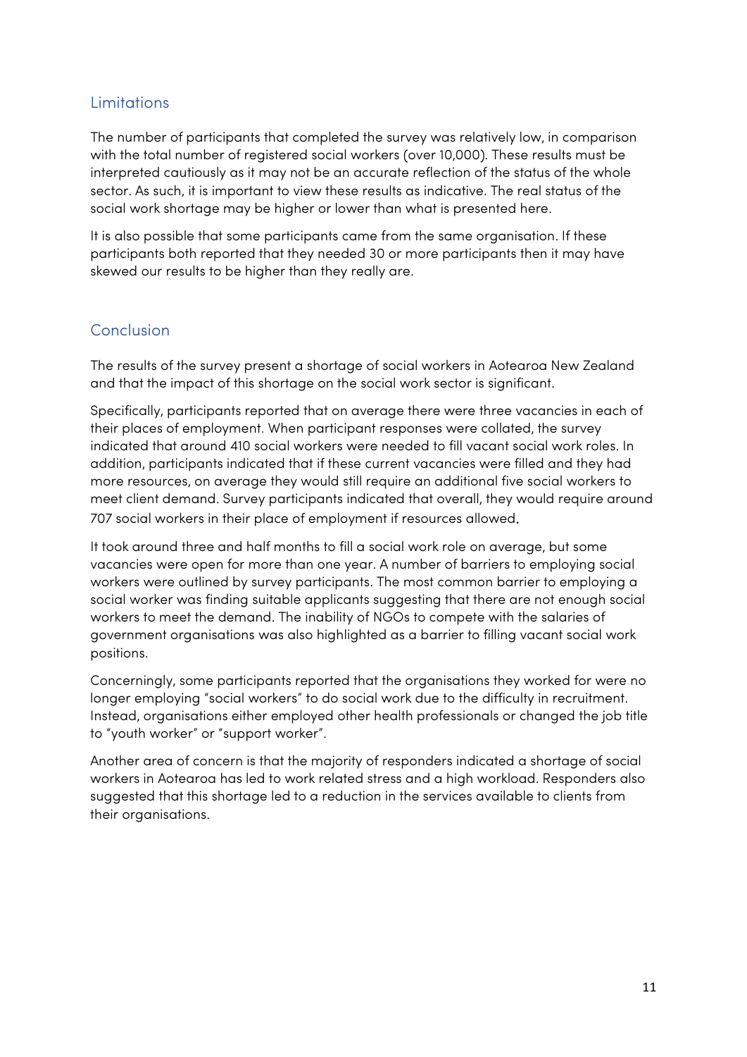## Limitations

The number of participants that completed the survey was relatively low, in comparison with the total number of registered social workers (over 10,000). These results must be interpreted cautiously as it may not be an accurate reflection of the status of the whole sector. As such, it is important to view these results as indicative. The real status of the social work shortage may be higher or lower than what is presented here.

It is also possible that some participants came from the same organisation. If these participants both reported that they needed 30 or more participants then it may have skewed our results to be higher than they really are.

## Conclusion

The results of the survey present a shortage of social workers in Aotearoa New Zealand and that the impact of this shortage on the social work sector is significant.

Specifically, participants reported that on average there were three vacancies in each of their places of employment. When participant responses were collated, the survey indicated that around 410 social workers were needed to fill vacant social work roles. In addition, participants indicated that if these current vacancies were filled and they had more resources, on average they would still require an additional five social workers to meet client demand. Survey participants indicated that overall, they would require around 707 social workers in their place of employment if resources allowed.

It took around three and half months to fill a social work role on average, but some vacancies were open for more than one year. A number of barriers to employing social workers were outlined by survey participants. The most common barrier to employing a social worker was finding suitable applicants suggesting that there are not enough social workers to meet the demand. The inability of NGOs to compete with the salaries of government organisations was also highlighted as a barrier to filling vacant social work positions.

Concerningly, some participants reported that the organisations they worked for were no longer employing "social workers" to do social work due to the difficulty in recruitment. Instead, organisations either employed other health professionals or changed the job title to "youth worker" or "support worker".

Another area of concern is that the majority of responders indicated a shortage of social workers in Aotearoa has led to work related stress and a high workload. Responders also suggested that this shortage led to a reduction in the services available to clients from their organisations.